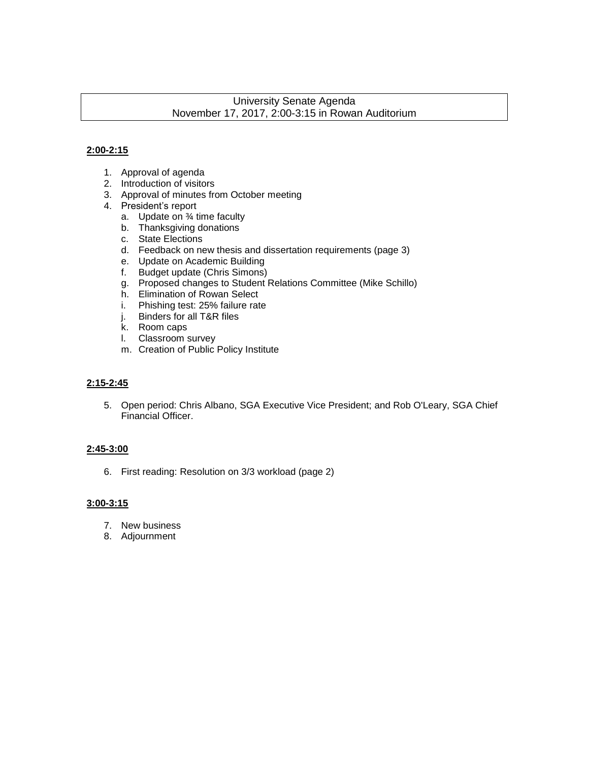# University Senate Agenda

November 17, 2017, 2:00-3:15 in Rowan Auditorium

**2:00-2:15**

1. Approval of agenda
2. Introduction of visitors
3. Approval of minutes from October meeting
4. President's report
   a. Update on ¾ time faculty
   b. Thanksgiving donations
   c. State Elections
   d. Feedback on new thesis and dissertation requirements (page 3)
   e. Update on Academic Building
   f. Budget update (Chris Simons)
   g. Proposed changes to Student Relations Committee (Mike Schillo)
   h. Elimination of Rowan Select
   i. Phishing test: 25% failure rate
   j. Binders for all T&R files
   k. Room caps
   l. Classroom survey
   m. Creation of Public Policy Institute

**2:15-2:45**

5. Open period: Chris Albano, SGA Executive Vice President; and Rob O'Leary, SGA Chief Financial Officer.

**2:45-3:00**

6. First reading: Resolution on 3/3 workload (page 2)

**3:00-3:15**

7. New business
8. Adjournment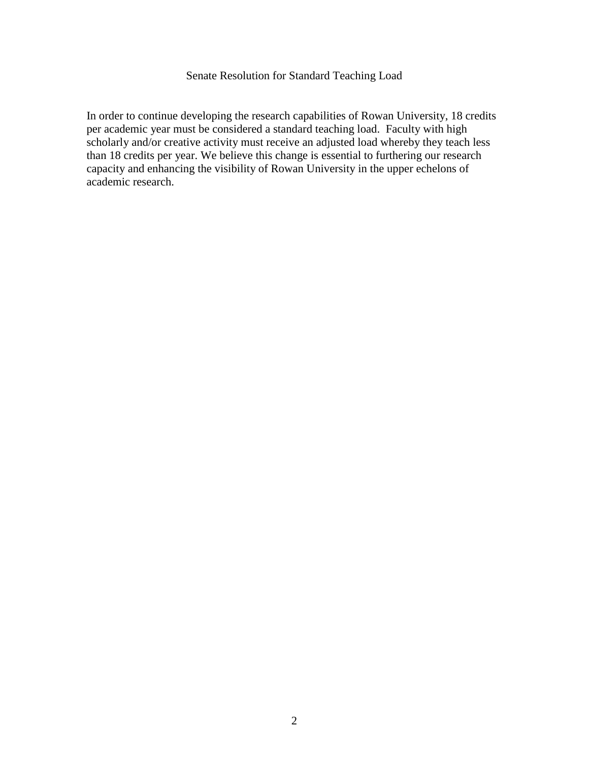# Senate Resolution for Standard Teaching Load

In order to continue developing the research capabilities of Rowan University, 18 credits per academic year must be considered a standard teaching load. Faculty with high scholarly and/or creative activity must receive an adjusted load whereby they teach less than 18 credits per year. We believe this change is essential to furthering our research capacity and enhancing the visibility of Rowan University in the upper echelons of academic research.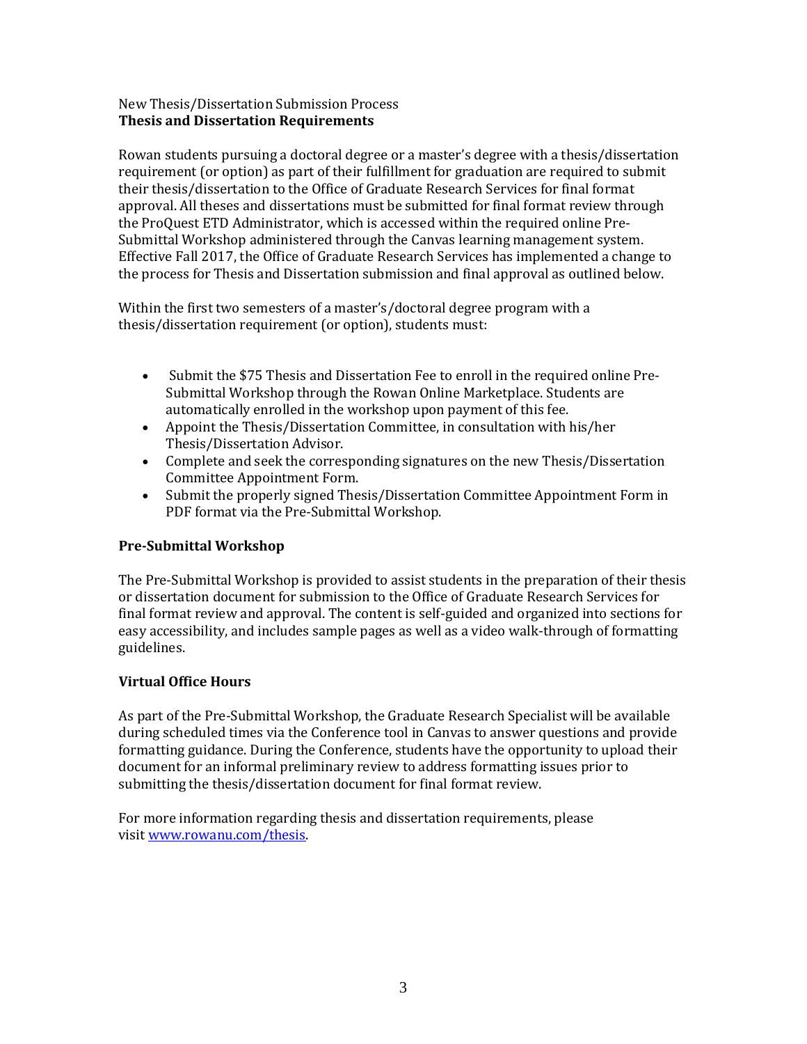New Thesis/Dissertation Submission Process

**Thesis and Dissertation Requirements**

Rowan students pursuing a doctoral degree or a master's degree with a thesis/dissertation requirement (or option) as part of their fulfillment for graduation are required to submit their thesis/dissertation to the Office of Graduate Research Services for final format approval. All theses and dissertations must be submitted for final format review through the ProQuest ETD Administrator, which is accessed within the required online Pre-Submittal Workshop administered through the Canvas learning management system. Effective Fall 2017, the Office of Graduate Research Services has implemented a change to the process for Thesis and Dissertation submission and final approval as outlined below.

Within the first two semesters of a master's/doctoral degree program with a thesis/dissertation requirement (or option), students must:

- Submit the $75 Thesis and Dissertation Fee to enroll in the required online Pre-Submittal Workshop through the Rowan Online Marketplace. Students are automatically enrolled in the workshop upon payment of this fee.
- Appoint the Thesis/Dissertation Committee, in consultation with his/her Thesis/Dissertation Advisor.
- Complete and seek the corresponding signatures on the new Thesis/Dissertation Committee Appointment Form.
- Submit the properly signed Thesis/Dissertation Committee Appointment Form in PDF format via the Pre-Submittal Workshop.

**Pre-Submittal Workshop**

The Pre-Submittal Workshop is provided to assist students in the preparation of their thesis or dissertation document for submission to the Office of Graduate Research Services for final format review and approval. The content is self-guided and organized into sections for easy accessibility, and includes sample pages as well as a video walk-through of formatting guidelines.

**Virtual Office Hours**

As part of the Pre-Submittal Workshop, the Graduate Research Specialist will be available during scheduled times via the Conference tool in Canvas to answer questions and provide formatting guidance. During the Conference, students have the opportunity to upload their document for an informal preliminary review to address formatting issues prior to submitting the thesis/dissertation document for final format review.

For more information regarding thesis and dissertation requirements, please visit [www.rowanu.com/thesis](www.rowanu.com/thesis).